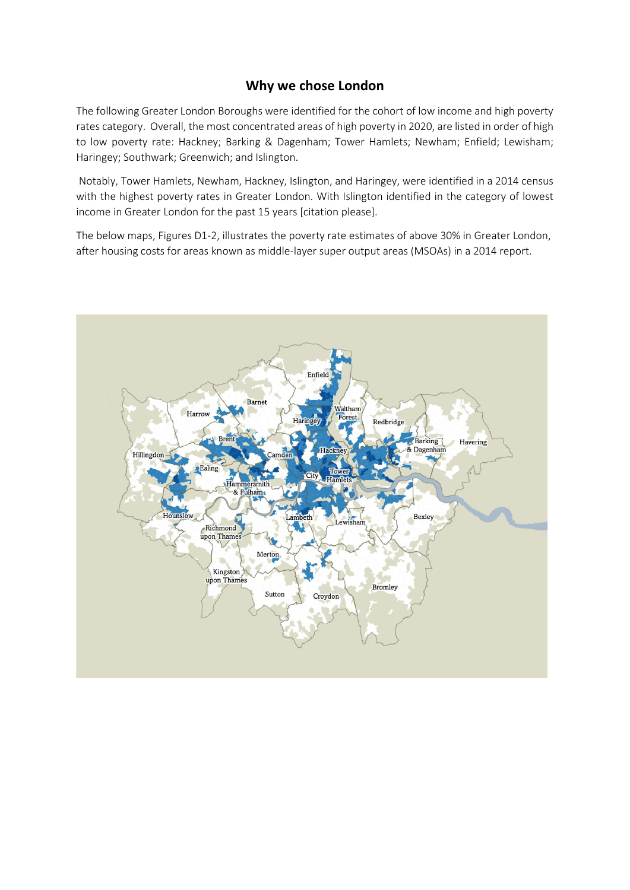## Why we chose London

The following Greater London Boroughs were identified for the cohort of low income and high poverty rates category. Overall, the most concentrated areas of high poverty in 2020, are listed in order of high to low poverty rate: Hackney; Barking & Dagenham; Tower Hamlets; Newham; Enfield; Lewisham; Haringey; Southwark; Greenwich; and Islington.

Notably, Tower Hamlets, Newham, Hackney, Islington, and Haringey, were identified in a 2014 census with the highest poverty rates in Greater London. With Islington identified in the category of lowest income in Greater London for the past 15 years [citation please].

The below maps, Figures D1-2, illustrates the poverty rate estimates of above 30% in Greater London, after housing costs for areas known as middle-layer super output areas (MSOAs) in a 2014 report.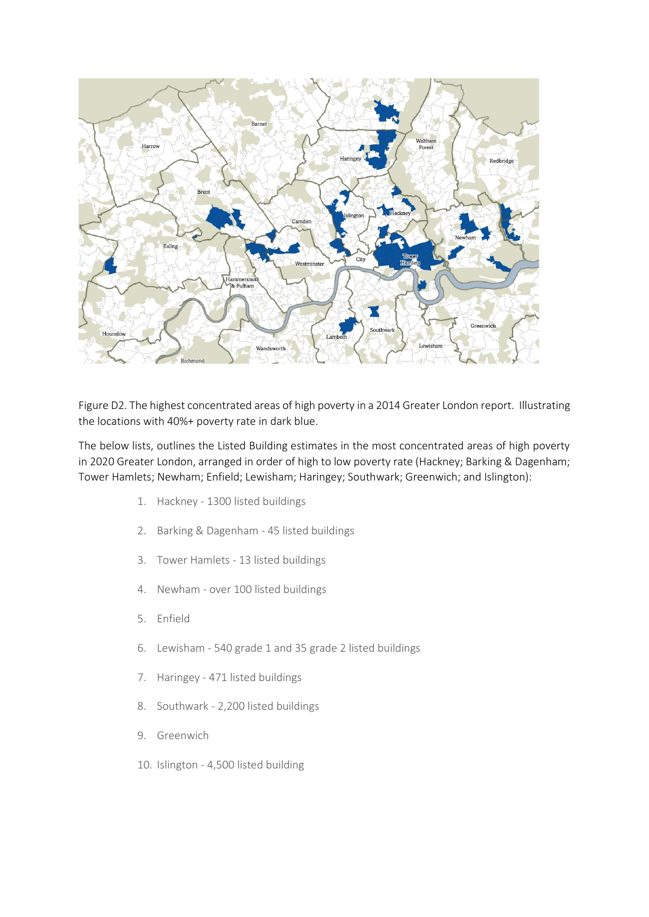Barnet
Harrow
Waltham Forest
Haringey
Redbridge
Brent
Islington
Hackney
Camden
Newham
Ealing
City
Tower Hamlets
Westminster
Hammersmith & Fulham
Southwark
Greenwich
Lambeth
Hounslow
Lewisham
Wandsworth
Richmond

Figure D2. The highest concentrated areas of high poverty in a 2014 Greater London report. Illustrating the locations with 40%+ poverty rate in dark blue.

The below lists, outlines the Listed Building estimates in the most concentrated areas of high poverty in 2020 Greater London, arranged in order of high to low poverty rate (Hackney; Barking & Dagenham; Tower Hamlets; Newham; Enfield; Lewisham; Haringey; Southwark; Greenwich; and Islington):

1. Hackney - 1300 listed buildings
2. Barking & Dagenham - 45 listed buildings
3. Tower Hamlets - 13 listed buildings
4. Newham - over 100 listed buildings
5. Enfield
6. Lewisham - 540 grade 1 and 35 grade 2 listed buildings
7. Haringey - 471 listed buildings
8. Southwark - 2,200 listed buildings
9. Greenwich
10. Islington - 4,500 listed building